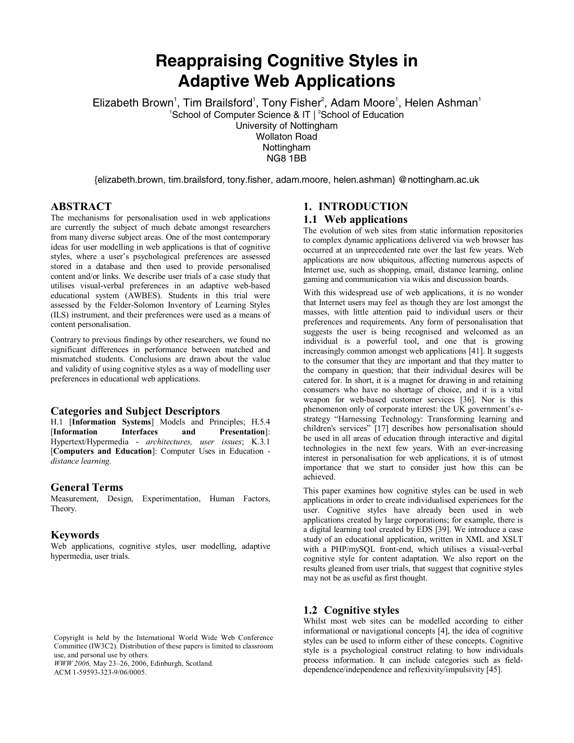# Reappraising Cognitive Styles in Adaptive Web Applications

Elizabeth Brown[1], Tim Brailsford[1], Tony Fisher[2], Adam Moore[1], Helen Ashman[1]

[1]School of Computer Science & IT | [2]School of Education
University of Nottingham
Wollaton Road
Nottingham
NG8 1BB

{elizabeth.brown, tim.brailsford, tony.fisher, adam.moore, helen.ashman} @nottingham.ac.uk

## ABSTRACT

The mechanisms for personalisation used in web applications are currently the subject of much debate amongst researchers from many diverse subject areas. One of the most contemporary ideas for user modelling in web applications is that of cognitive styles, where a user's psychological preferences are assessed stored in a database and then used to provide personalised content and/or links. We describe user trials of a case study that utilises visual-verbal preferences in an adaptive web-based educational system (AWBES). Students in this trial were assessed by the Felder-Solomon Inventory of Learning Styles (ILS) instrument, and their preferences were used as a means of content personalisation.

Contrary to previous findings by other researchers, we found no significant differences in performance between matched and mismatched students. Conclusions are drawn about the value and validity of using cognitive styles as a way of modelling user preferences in educational web applications.

### Categories and Subject Descriptors

H.1 [**Information Systems**] Models and Principles; H.5.4 [**Information Interfaces and Presentation**]: Hypertext/Hypermedia - *architectures, user issues*; K.3.1 [**Computers and Education**]: Computer Uses in Education - *distance learning.*

### General Terms

Measurement, Design, Experimentation, Human Factors, Theory.

### Keywords

Web applications, cognitive styles, user modelling, adaptive hypermedia, user trials.

Copyright is held by the International World Wide Web Conference Committee (IW3C2). Distribution of these papers is limited to classroom use, and personal use by others.
*WWW 2006,* May 23–26, 2006, Edinburgh, Scotland.
ACM 1-59593-323-9/06/0005.

## 1. INTRODUCTION

### 1.1 Web applications

The evolution of web sites from static information repositories to complex dynamic applications delivered via web browser has occurred at an unprecedented rate over the last few years. Web applications are now ubiquitous, affecting numerous aspects of Internet use, such as shopping, email, distance learning, online gaming and communication via wikis and discussion boards.

With this widespread use of web applications, it is no wonder that Internet users may feel as though they are lost amongst the masses, with little attention paid to individual users or their preferences and requirements. Any form of personalisation that suggests the user is being recognised and welcomed as an individual is a powerful tool, and one that is growing increasingly common amongst web applications [41]. It suggests to the consumer that they are important and that they matter to the company in question; that their individual desires will be catered for. In short, it is a magnet for drawing in and retaining consumers who have no shortage of choice, and it is a vital weapon for web-based customer services [36]. Nor is this phenomenon only of corporate interest: the UK government's e-strategy "Harnessing Technology: Transforming learning and children's services" [17] describes how personalisation should be used in all areas of education through interactive and digital technologies in the next few years. With an ever-increasing interest in personalisation for web applications, it is of utmost importance that we start to consider just how this can be achieved.

This paper examines how cognitive styles can be used in web applications in order to create individualised experiences for the user. Cognitive styles have already been used in web applications created by large corporations; for example, there is a digital learning tool created by EDS [39]. We introduce a case study of an educational application, written in XML and XSLT with a PHP/mySQL front-end, which utilises a visual-verbal cognitive style for content adaptation. We also report on the results gleaned from user trials, that suggest that cognitive styles may not be as useful as first thought.

### 1.2 Cognitive styles

Whilst most web sites can be modelled according to either informational or navigational concepts [4], the idea of cognitive styles can be used to inform either of these concepts. Cognitive style is a psychological construct relating to how individuals process information. It can include categories such as field-dependence/independence and reflexivity/impulsivity [45].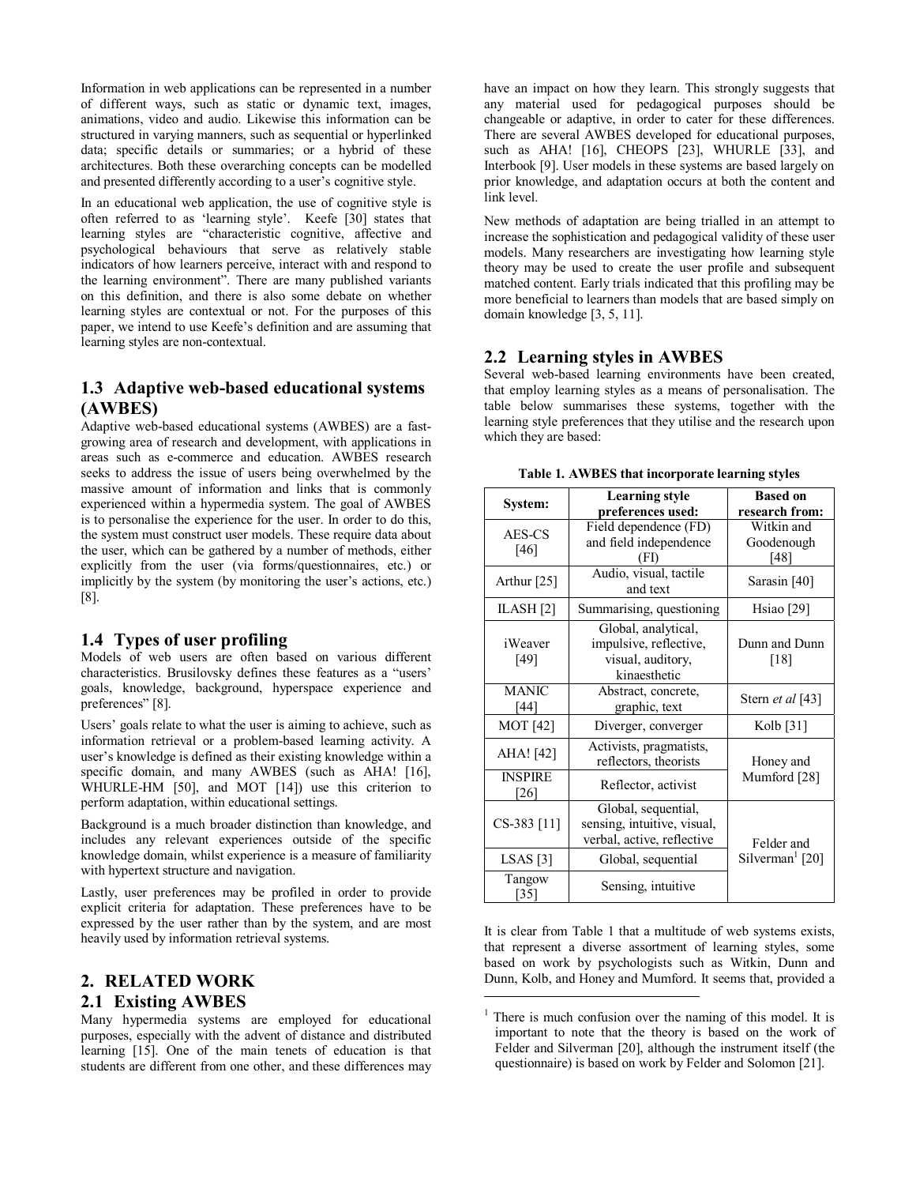Information in web applications can be represented in a number of different ways, such as static or dynamic text, images, animations, video and audio. Likewise this information can be structured in varying manners, such as sequential or hyperlinked data; specific details or summaries; or a hybrid of these architectures. Both these overarching concepts can be modelled and presented differently according to a user's cognitive style.

In an educational web application, the use of cognitive style is often referred to as 'learning style'. Keefe [30] states that learning styles are "characteristic cognitive, affective and psychological behaviours that serve as relatively stable indicators of how learners perceive, interact with and respond to the learning environment". There are many published variants on this definition, and there is also some debate on whether learning styles are contextual or not. For the purposes of this paper, we intend to use Keefe's definition and are assuming that learning styles are non-contextual.

### 1.3 Adaptive web-based educational systems (AWBES)

Adaptive web-based educational systems (AWBES) are a fast-growing area of research and development, with applications in areas such as e-commerce and education. AWBES research seeks to address the issue of users being overwhelmed by the massive amount of information and links that is commonly experienced within a hypermedia system. The goal of AWBES is to personalise the experience for the user. In order to do this, the system must construct user models. These require data about the user, which can be gathered by a number of methods, either explicitly from the user (via forms/questionnaires, etc.) or implicitly by the system (by monitoring the user's actions, etc.) [8].

### 1.4 Types of user profiling

Models of web users are often based on various different characteristics. Brusilovsky defines these features as a "users' goals, knowledge, background, hyperspace experience and preferences" [8].

Users' goals relate to what the user is aiming to achieve, such as information retrieval or a problem-based learning activity. A user's knowledge is defined as their existing knowledge within a specific domain, and many AWBES (such as AHA! [16], WHURLE-HM [50], and MOT [14]) use this criterion to perform adaptation, within educational settings.

Background is a much broader distinction than knowledge, and includes any relevant experiences outside of the specific knowledge domain, whilst experience is a measure of familiarity with hypertext structure and navigation.

Lastly, user preferences may be profiled in order to provide explicit criteria for adaptation. These preferences have to be expressed by the user rather than by the system, and are most heavily used by information retrieval systems.

## 2. RELATED WORK

### 2.1 Existing AWBES

Many hypermedia systems are employed for educational purposes, especially with the advent of distance and distributed learning [15]. One of the main tenets of education is that students are different from one other, and these differences may have an impact on how they learn. This strongly suggests that any material used for pedagogical purposes should be changeable or adaptive, in order to cater for these differences. There are several AWBES developed for educational purposes, such as AHA! [16], CHEOPS [23], WHURLE [33], and Interbook [9]. User models in these systems are based largely on prior knowledge, and adaptation occurs at both the content and link level.

New methods of adaptation are being trialled in an attempt to increase the sophistication and pedagogical validity of these user models. Many researchers are investigating how learning style theory may be used to create the user profile and subsequent matched content. Early trials indicated that this profiling may be more beneficial to learners than models that are based simply on domain knowledge [3, 5, 11].

### 2.2 Learning styles in AWBES

Several web-based learning environments have been created, that employ learning styles as a means of personalisation. The table below summarises these systems, together with the learning style preferences that they utilise and the research upon which they are based:

**Table 1. AWBES that incorporate learning styles**

| System: | Learning style preferences used: | Based on research from: |
|---|---|---|
| AES-CS [46] | Field dependence (FD) and field independence (FI) | Witkin and Goodenough [48] |
| Arthur [25] | Audio, visual, tactile and text | Sarasin [40] |
| ILASH [2] | Summarising, questioning | Hsiao [29] |
| iWeaver [49] | Global, analytical, impulsive, reflective, visual, auditory, kinaesthetic | Dunn and Dunn [18] |
| MANIC [44] | Abstract, concrete, graphic, text | Stern *et al* [43] |
| MOT [42] | Diverger, converger | Kolb [31] |
| AHA! [42] | Activists, pragmatists, reflectors, theorists | Honey and Mumford [28] |
| INSPIRE [26] | Reflector, activist | |
| CS-383 [11] | Global, sequential, sensing, intuitive, visual, verbal, active, reflective | Felder and Silverman[1] [20] |
| LSAS [3] | Global, sequential | |
| Tangow [35] | Sensing, intuitive | |

It is clear from Table 1 that a multitude of web systems exists, that represent a diverse assortment of learning styles, some based on work by psychologists such as Witkin, Dunn and Dunn, Kolb, and Honey and Mumford. It seems that, provided a

[1] There is much confusion over the naming of this model. It is important to note that the theory is based on the work of Felder and Silverman [20], although the instrument itself (the questionnaire) is based on work by Felder and Solomon [21].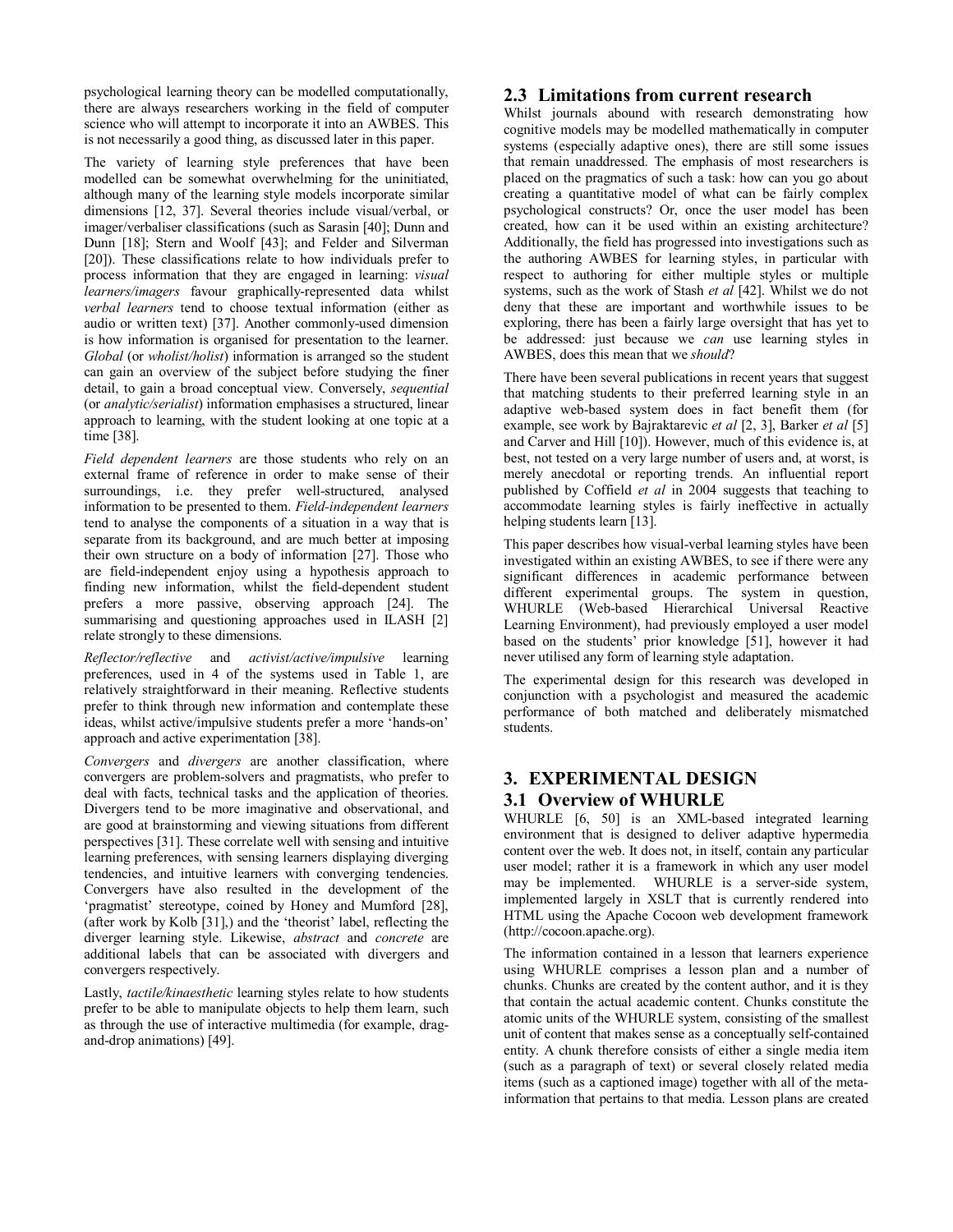psychological learning theory can be modelled computationally, there are always researchers working in the field of computer science who will attempt to incorporate it into an AWBES. This is not necessarily a good thing, as discussed later in this paper.

The variety of learning style preferences that have been modelled can be somewhat overwhelming for the uninitiated, although many of the learning style models incorporate similar dimensions [12, 37]. Several theories include visual/verbal, or imager/verbaliser classifications (such as Sarasin [40]; Dunn and Dunn [18]; Stern and Woolf [43]; and Felder and Silverman [20]). These classifications relate to how individuals prefer to process information that they are engaged in learning: *visual learners/imagers* favour graphically-represented data whilst *verbal learners* tend to choose textual information (either as audio or written text) [37]. Another commonly-used dimension is how information is organised for presentation to the learner. *Global* (or *wholist/holist*) information is arranged so the student can gain an overview of the subject before studying the finer detail, to gain a broad conceptual view. Conversely, *sequential* (or *analytic/serialist*) information emphasises a structured, linear approach to learning, with the student looking at one topic at a time [38].

*Field dependent learners* are those students who rely on an external frame of reference in order to make sense of their surroundings, i.e. they prefer well-structured, analysed information to be presented to them. *Field-independent learners* tend to analyse the components of a situation in a way that is separate from its background, and are much better at imposing their own structure on a body of information [27]. Those who are field-independent enjoy using a hypothesis approach to finding new information, whilst the field-dependent student prefers a more passive, observing approach [24]. The summarising and questioning approaches used in ILASH [2] relate strongly to these dimensions.

*Reflector/reflective* and *activist/active/impulsive* learning preferences, used in 4 of the systems used in Table 1, are relatively straightforward in their meaning. Reflective students prefer to think through new information and contemplate these ideas, whilst active/impulsive students prefer a more 'hands-on' approach and active experimentation [38].

*Convergers* and *divergers* are another classification, where convergers are problem-solvers and pragmatists, who prefer to deal with facts, technical tasks and the application of theories. Divergers tend to be more imaginative and observational, and are good at brainstorming and viewing situations from different perspectives [31]. These correlate well with sensing and intuitive learning preferences, with sensing learners displaying diverging tendencies, and intuitive learners with converging tendencies. Convergers have also resulted in the development of the 'pragmatist' stereotype, coined by Honey and Mumford [28], (after work by Kolb [31],) and the 'theorist' label, reflecting the diverger learning style. Likewise, *abstract* and *concrete* are additional labels that can be associated with divergers and convergers respectively.

Lastly, *tactile/kinaesthetic* learning styles relate to how students prefer to be able to manipulate objects to help them learn, such as through the use of interactive multimedia (for example, drag-and-drop animations) [49].

### 2.3 Limitations from current research

Whilst journals abound with research demonstrating how cognitive models may be modelled mathematically in computer systems (especially adaptive ones), there are still some issues that remain unaddressed. The emphasis of most researchers is placed on the pragmatics of such a task: how can you go about creating a quantitative model of what can be fairly complex psychological constructs? Or, once the user model has been created, how can it be used within an existing architecture? Additionally, the field has progressed into investigations such as the authoring AWBES for learning styles, in particular with respect to authoring for either multiple styles or multiple systems, such as the work of Stash *et al* [42]. Whilst we do not deny that these are important and worthwhile issues to be exploring, there has been a fairly large oversight that has yet to be addressed: just because we *can* use learning styles in AWBES, does this mean that we *should*?

There have been several publications in recent years that suggest that matching students to their preferred learning style in an adaptive web-based system does in fact benefit them (for example, see work by Bajraktarevic *et al* [2, 3], Barker *et al* [5] and Carver and Hill [10]). However, much of this evidence is, at best, not tested on a very large number of users and, at worst, is merely anecdotal or reporting trends. An influential report published by Coffield *et al* in 2004 suggests that teaching to accommodate learning styles is fairly ineffective in actually helping students learn [13].

This paper describes how visual-verbal learning styles have been investigated within an existing AWBES, to see if there were any significant differences in academic performance between different experimental groups. The system in question, WHURLE (Web-based Hierarchical Universal Reactive Learning Environment), had previously employed a user model based on the students' prior knowledge [51], however it had never utilised any form of learning style adaptation.

The experimental design for this research was developed in conjunction with a psychologist and measured the academic performance of both matched and deliberately mismatched students.

## 3. EXPERIMENTAL DESIGN

### 3.1 Overview of WHURLE

WHURLE [6, 50] is an XML-based integrated learning environment that is designed to deliver adaptive hypermedia content over the web. It does not, in itself, contain any particular user model; rather it is a framework in which any user model may be implemented. WHURLE is a server-side system, implemented largely in XSLT that is currently rendered into HTML using the Apache Cocoon web development framework (http://cocoon.apache.org).

The information contained in a lesson that learners experience using WHURLE comprises a lesson plan and a number of chunks. Chunks are created by the content author, and it is they that contain the actual academic content. Chunks constitute the atomic units of the WHURLE system, consisting of the smallest unit of content that makes sense as a conceptually self-contained entity. A chunk therefore consists of either a single media item (such as a paragraph of text) or several closely related media items (such as a captioned image) together with all of the meta-information that pertains to that media. Lesson plans are created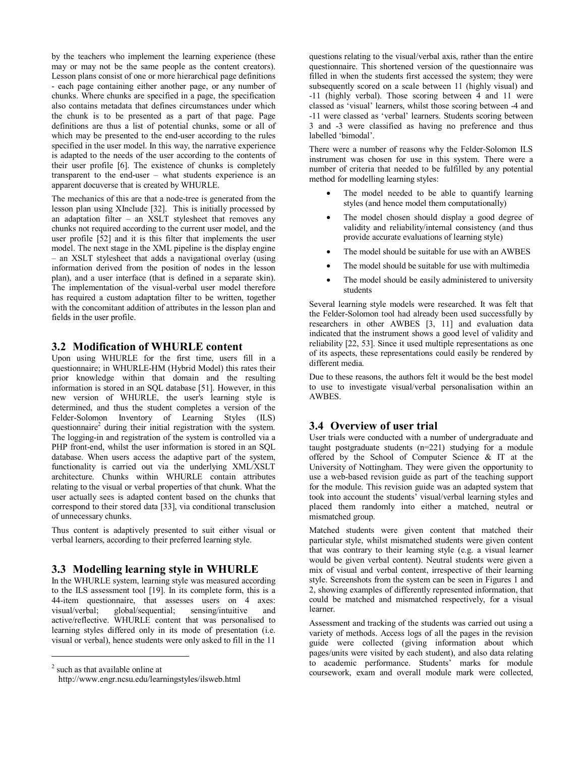by the teachers who implement the learning experience (these may or may not be the same people as the content creators). Lesson plans consist of one or more hierarchical page definitions - each page containing either another page, or any number of chunks. Where chunks are specified in a page, the specification also contains metadata that defines circumstances under which the chunk is to be presented as a part of that page. Page definitions are thus a list of potential chunks, some or all of which may be presented to the end-user according to the rules specified in the user model. In this way, the narrative experience is adapted to the needs of the user according to the contents of their user profile [6]. The existence of chunks is completely transparent to the end-user – what students experience is an apparent docuverse that is created by WHURLE.

The mechanics of this are that a node-tree is generated from the lesson plan using XInclude [32]. This is initially processed by an adaptation filter – an XSLT stylesheet that removes any chunks not required according to the current user model, and the user profile [52] and it is this filter that implements the user model. The next stage in the XML pipeline is the display engine – an XSLT stylesheet that adds a navigational overlay (using information derived from the position of nodes in the lesson plan), and a user interface (that is defined in a separate skin). The implementation of the visual-verbal user model therefore has required a custom adaptation filter to be written, together with the concomitant addition of attributes in the lesson plan and fields in the user profile.

## 3.2 Modification of WHURLE content

Upon using WHURLE for the first time, users fill in a questionnaire; in WHURLE-HM (Hybrid Model) this rates their prior knowledge within that domain and the resulting information is stored in an SQL database [51]. However, in this new version of WHURLE, the user's learning style is determined, and thus the student completes a version of the Felder-Solomon Inventory of Learning Styles (ILS) questionnaire[2] during their initial registration with the system. The logging-in and registration of the system is controlled via a PHP front-end, whilst the user information is stored in an SQL database. When users access the adaptive part of the system, functionality is carried out via the underlying XML/XSLT architecture. Chunks within WHURLE contain attributes relating to the visual or verbal properties of that chunk. What the user actually sees is adapted content based on the chunks that correspond to their stored data [33], via conditional transclusion of unnecessary chunks.

Thus content is adaptively presented to suit either visual or verbal learners, according to their preferred learning style.

## 3.3 Modelling learning style in WHURLE

In the WHURLE system, learning style was measured according to the ILS assessment tool [19]. In its complete form, this is a 44-item questionnaire, that assesses users on 4 axes: visual/verbal; global/sequential; sensing/intuitive and active/reflective. WHURLE content that was personalised to learning styles differed only in its mode of presentation (i.e. visual or verbal), hence students were only asked to fill in the 11 questions relating to the visual/verbal axis, rather than the entire questionnaire. This shortened version of the questionnaire was filled in when the students first accessed the system; they were subsequently scored on a scale between 11 (highly visual) and -11 (highly verbal). Those scoring between 4 and 11 were classed as 'visual' learners, whilst those scoring between -4 and -11 were classed as 'verbal' learners. Students scoring between 3 and -3 were classified as having no preference and thus labelled 'bimodal'.

There were a number of reasons why the Felder-Solomon ILS instrument was chosen for use in this system. There were a number of criteria that needed to be fulfilled by any potential method for modelling learning styles:

- The model needed to be able to quantify learning styles (and hence model them computationally)
- The model chosen should display a good degree of validity and reliability/internal consistency (and thus provide accurate evaluations of learning style)
- The model should be suitable for use with an AWBES
- The model should be suitable for use with multimedia
- The model should be easily administered to university students

Several learning style models were researched. It was felt that the Felder-Solomon tool had already been used successfully by researchers in other AWBES [3, 11] and evaluation data indicated that the instrument shows a good level of validity and reliability [22, 53]. Since it used multiple representations as one of its aspects, these representations could easily be rendered by different media.

Due to these reasons, the authors felt it would be the best model to use to investigate visual/verbal personalisation within an AWBES.

## 3.4 Overview of user trial

User trials were conducted with a number of undergraduate and taught postgraduate students (n=221) studying for a module offered by the School of Computer Science & IT at the University of Nottingham. They were given the opportunity to use a web-based revision guide as part of the teaching support for the module. This revision guide was an adapted system that took into account the students' visual/verbal learning styles and placed them randomly into either a matched, neutral or mismatched group.

Matched students were given content that matched their particular style, whilst mismatched students were given content that was contrary to their learning style (e.g. a visual learner would be given verbal content). Neutral students were given a mix of visual and verbal content, irrespective of their learning style. Screenshots from the system can be seen in Figures 1 and 2, showing examples of differently represented information, that could be matched and mismatched respectively, for a visual learner.

Assessment and tracking of the students was carried out using a variety of methods. Access logs of all the pages in the revision guide were collected (giving information about which pages/units were visited by each student), and also data relating to academic performance. Students' marks for module coursework, exam and overall module mark were collected,

[2] such as that available online at http://www.engr.ncsu.edu/learningstyles/ilsweb.html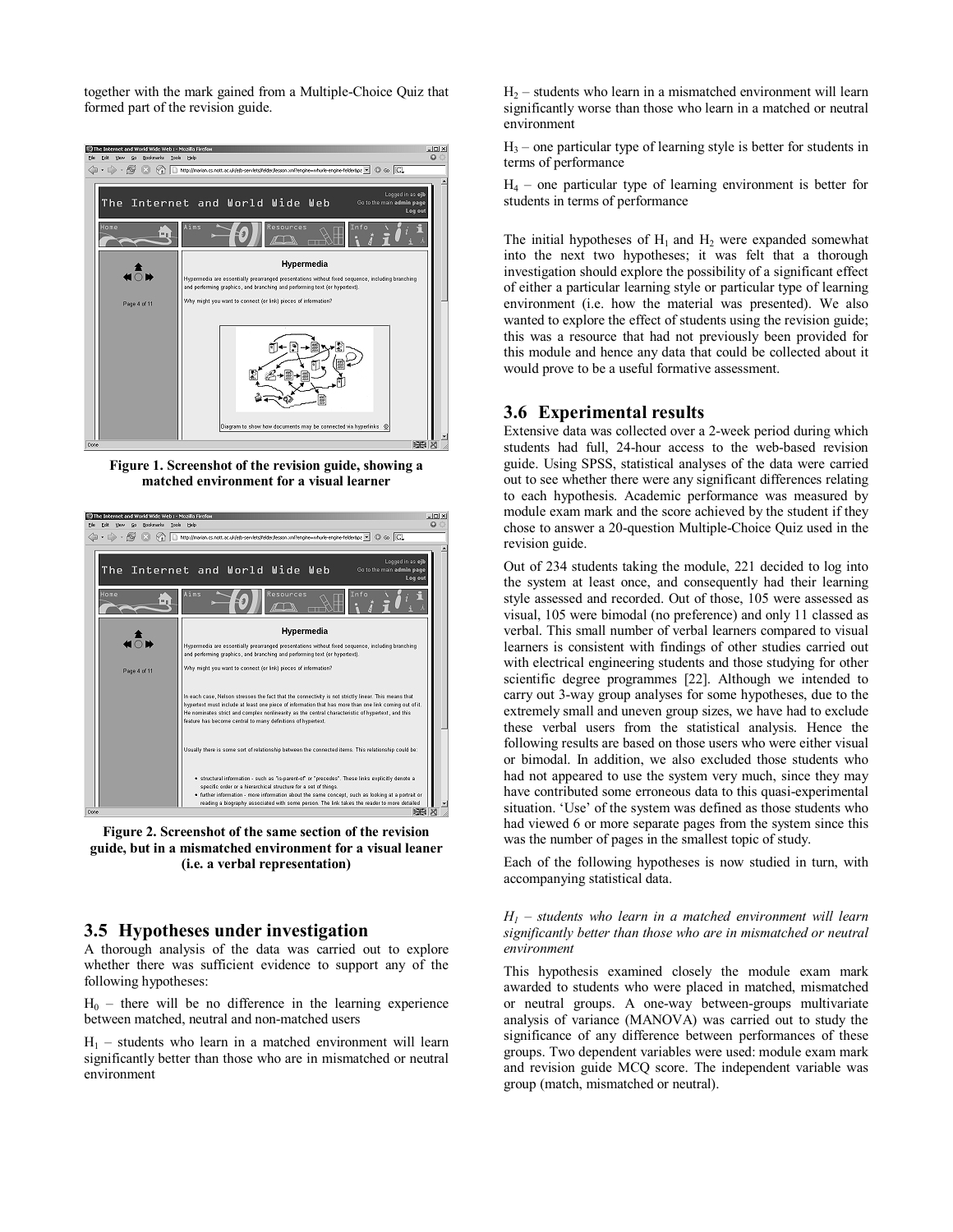together with the mark gained from a Multiple-Choice Quiz that formed part of the revision guide.

**Figure 1. Screenshot of the revision guide, showing a matched environment for a visual learner**

**Figure 2. Screenshot of the same section of the revision guide, but in a mismatched environment for a visual leaner (i.e. a verbal representation)**

## 3.5 Hypotheses under investigation

A thorough analysis of the data was carried out to explore whether there was sufficient evidence to support any of the following hypotheses:

$H_0$ – there will be no difference in the learning experience between matched, neutral and non-matched users

$H_1$ – students who learn in a matched environment will learn significantly better than those who are in mismatched or neutral environment

$H_2$ – students who learn in a mismatched environment will learn significantly worse than those who learn in a matched or neutral environment

$H_3$ – one particular type of learning style is better for students in terms of performance

$H_4$ – one particular type of learning environment is better for students in terms of performance

The initial hypotheses of $H_1$ and $H_2$ were expanded somewhat into the next two hypotheses; it was felt that a thorough investigation should explore the possibility of a significant effect of either a particular learning style or particular type of learning environment (i.e. how the material was presented). We also wanted to explore the effect of students using the revision guide; this was a resource that had not previously been provided for this module and hence any data that could be collected about it would prove to be a useful formative assessment.

## 3.6 Experimental results

Extensive data was collected over a 2-week period during which students had full, 24-hour access to the web-based revision guide. Using SPSS, statistical analyses of the data were carried out to see whether there were any significant differences relating to each hypothesis. Academic performance was measured by module exam mark and the score achieved by the student if they chose to answer a 20-question Multiple-Choice Quiz used in the revision guide.

Out of 234 students taking the module, 221 decided to log into the system at least once, and consequently had their learning style assessed and recorded. Out of those, 105 were assessed as visual, 105 were bimodal (no preference) and only 11 classed as verbal. This small number of verbal learners compared to visual learners is consistent with findings of other studies carried out with electrical engineering students and those studying for other scientific degree programmes [22]. Although we intended to carry out 3-way group analyses for some hypotheses, due to the extremely small and uneven group sizes, we have had to exclude these verbal users from the statistical analysis. Hence the following results are based on those users who were either visual or bimodal. In addition, we also excluded those students who had not appeared to use the system very much, since they may have contributed some erroneous data to this quasi-experimental situation. 'Use' of the system was defined as those students who had viewed 6 or more separate pages from the system since this was the number of pages in the smallest topic of study.

Each of the following hypotheses is now studied in turn, with accompanying statistical data.

*$H_1$ – students who learn in a matched environment will learn significantly better than those who are in mismatched or neutral environment*

This hypothesis examined closely the module exam mark awarded to students who were placed in matched, mismatched or neutral groups. A one-way between-groups multivariate analysis of variance (MANOVA) was carried out to study the significance of any difference between performances of these groups. Two dependent variables were used: module exam mark and revision guide MCQ score. The independent variable was group (match, mismatched or neutral).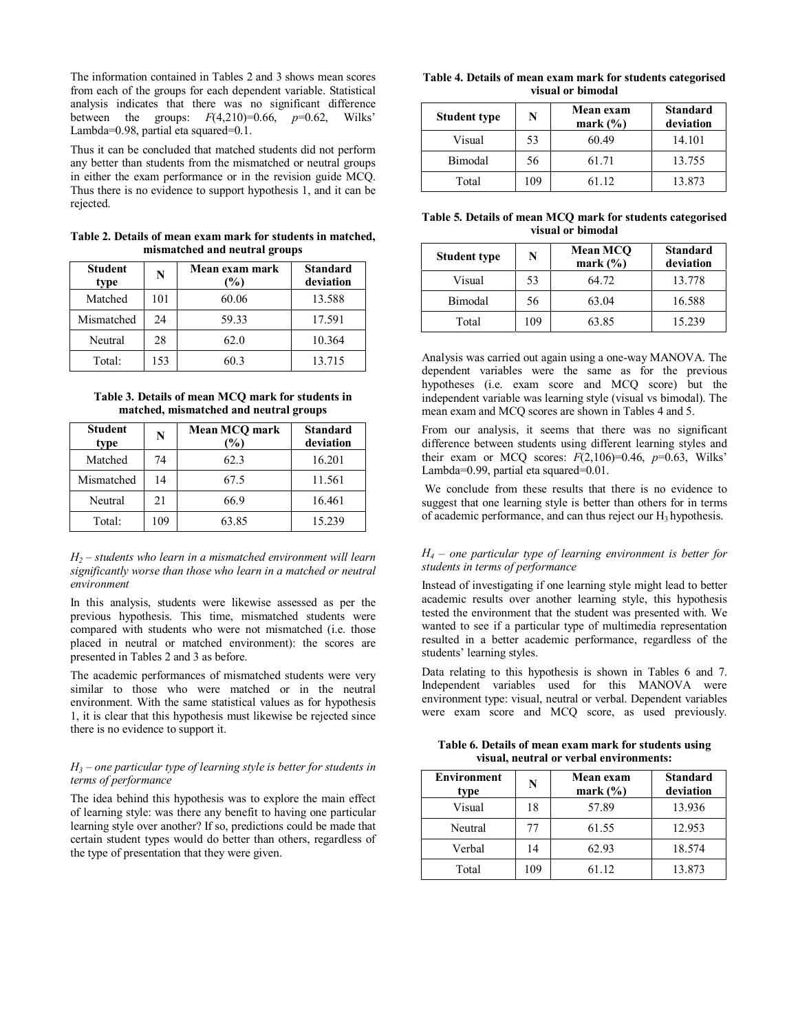The information contained in Tables 2 and 3 shows mean scores from each of the groups for each dependent variable. Statistical analysis indicates that there was no significant difference between the groups: $F(4,210)=0.66$, $p=0.62$, Wilks' Lambda=0.98, partial eta squared=0.1.

Thus it can be concluded that matched students did not perform any better than students from the mismatched or neutral groups in either the exam performance or in the revision guide MCQ. Thus there is no evidence to support hypothesis 1, and it can be rejected.

**Table 2. Details of mean exam mark for students in matched, mismatched and neutral groups**

| Student type | N | Mean exam mark (%) | Standard deviation |
|---|---|---|---|
| Matched | 101 | 60.06 | 13.588 |
| Mismatched | 24 | 59.33 | 17.591 |
| Neutral | 28 | 62.0 | 10.364 |
| Total: | 153 | 60.3 | 13.715 |

**Table 3. Details of mean MCQ mark for students in matched, mismatched and neutral groups**

| Student type | N | Mean MCQ mark (%) | Standard deviation |
|---|---|---|---|
| Matched | 74 | 62.3 | 16.201 |
| Mismatched | 14 | 67.5 | 11.561 |
| Neutral | 21 | 66.9 | 16.461 |
| Total: | 109 | 63.85 | 15.239 |

*$H_2$ – students who learn in a mismatched environment will learn significantly worse than those who learn in a matched or neutral environment*

In this analysis, students were likewise assessed as per the previous hypothesis. This time, mismatched students were compared with students who were not mismatched (i.e. those placed in neutral or matched environment): the scores are presented in Tables 2 and 3 as before.

The academic performances of mismatched students were very similar to those who were matched or in the neutral environment. With the same statistical values as for hypothesis 1, it is clear that this hypothesis must likewise be rejected since there is no evidence to support it.

*$H_3$ – one particular type of learning style is better for students in terms of performance*

The idea behind this hypothesis was to explore the main effect of learning style: was there any benefit to having one particular learning style over another? If so, predictions could be made that certain student types would do better than others, regardless of the type of presentation that they were given.

**Table 4. Details of mean exam mark for students categorised visual or bimodal**

| Student type | N | Mean exam mark (%) | Standard deviation |
|---|---|---|---|
| Visual | 53 | 60.49 | 14.101 |
| Bimodal | 56 | 61.71 | 13.755 |
| Total | 109 | 61.12 | 13.873 |

**Table 5. Details of mean MCQ mark for students categorised visual or bimodal**

| Student type | N | Mean MCQ mark (%) | Standard deviation |
|---|---|---|---|
| Visual | 53 | 64.72 | 13.778 |
| Bimodal | 56 | 63.04 | 16.588 |
| Total | 109 | 63.85 | 15.239 |

Analysis was carried out again using a one-way MANOVA. The dependent variables were the same as for the previous hypotheses (i.e. exam score and MCQ score) but the independent variable was learning style (visual vs bimodal). The mean exam and MCQ scores are shown in Tables 4 and 5.

From our analysis, it seems that there was no significant difference between students using different learning styles and their exam or MCQ scores: $F(2,106)=0.46$, $p=0.63$, Wilks' Lambda=0.99, partial eta squared=0.01.

We conclude from these results that there is no evidence to suggest that one learning style is better than others for in terms of academic performance, and can thus reject our $H_3$ hypothesis.

*$H_4$ – one particular type of learning environment is better for students in terms of performance*

Instead of investigating if one learning style might lead to better academic results over another learning style, this hypothesis tested the environment that the student was presented with. We wanted to see if a particular type of multimedia representation resulted in a better academic performance, regardless of the students' learning styles.

Data relating to this hypothesis is shown in Tables 6 and 7. Independent variables used for this MANOVA were environment type: visual, neutral or verbal. Dependent variables were exam score and MCQ score, as used previously.

**Table 6. Details of mean exam mark for students using visual, neutral or verbal environments:**

| Environment type | N | Mean exam mark (%) | Standard deviation |
|---|---|---|---|
| Visual | 18 | 57.89 | 13.936 |
| Neutral | 77 | 61.55 | 12.953 |
| Verbal | 14 | 62.93 | 18.574 |
| Total | 109 | 61.12 | 13.873 |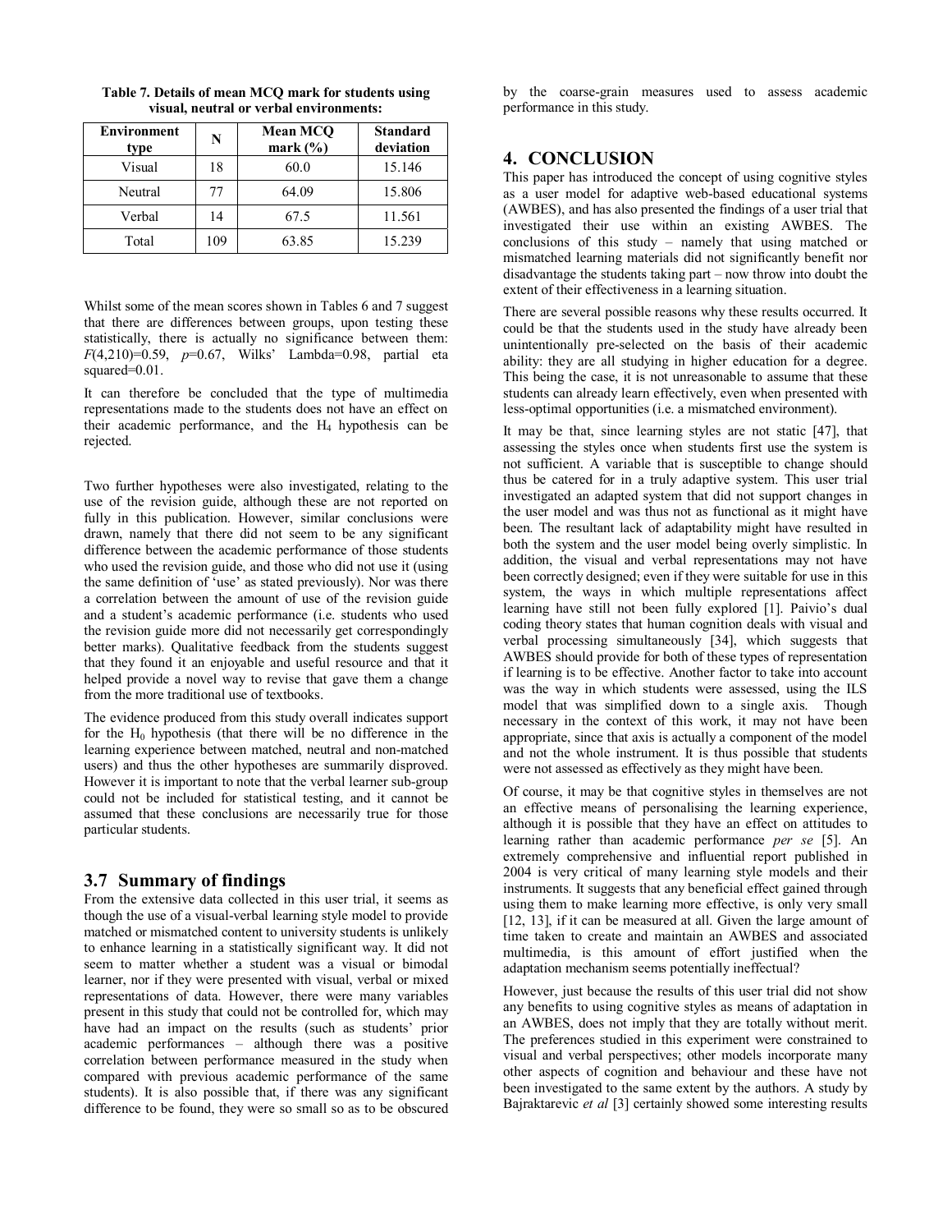**Table 7. Details of mean MCQ mark for students using visual, neutral or verbal environments:**

| Environment type | N | Mean MCQ mark (%) | Standard deviation |
|---|---|---|---|
| Visual | 18 | 60.0 | 15.146 |
| Neutral | 77 | 64.09 | 15.806 |
| Verbal | 14 | 67.5 | 11.561 |
| Total | 109 | 63.85 | 15.239 |

Whilst some of the mean scores shown in Tables 6 and 7 suggest that there are differences between groups, upon testing these statistically, there is actually no significance between them: $F(4,210)=0.59$, $p=0.67$, Wilks' Lambda=0.98, partial eta squared=0.01.

It can therefore be concluded that the type of multimedia representations made to the students does not have an effect on their academic performance, and the $H_4$ hypothesis can be rejected.

Two further hypotheses were also investigated, relating to the use of the revision guide, although these are not reported on fully in this publication. However, similar conclusions were drawn, namely that there did not seem to be any significant difference between the academic performance of those students who used the revision guide, and those who did not use it (using the same definition of 'use' as stated previously). Nor was there a correlation between the amount of use of the revision guide and a student's academic performance (i.e. students who used the revision guide more did not necessarily get correspondingly better marks). Qualitative feedback from the students suggest that they found it an enjoyable and useful resource and that it helped provide a novel way to revise that gave them a change from the more traditional use of textbooks.

The evidence produced from this study overall indicates support for the $H_0$ hypothesis (that there will be no difference in the learning experience between matched, neutral and non-matched users) and thus the other hypotheses are summarily disproved. However it is important to note that the verbal learner sub-group could not be included for statistical testing, and it cannot be assumed that these conclusions are necessarily true for those particular students.

### 3.7 Summary of findings

From the extensive data collected in this user trial, it seems as though the use of a visual-verbal learning style model to provide matched or mismatched content to university students is unlikely to enhance learning in a statistically significant way. It did not seem to matter whether a student was a visual or bimodal learner, nor if they were presented with visual, verbal or mixed representations of data. However, there were many variables present in this study that could not be controlled for, which may have had an impact on the results (such as students' prior academic performances – although there was a positive correlation between performance measured in the study when compared with previous academic performance of the same students). It is also possible that, if there was any significant difference to be found, they were so small so as to be obscured by the coarse-grain measures used to assess academic performance in this study.

## 4. CONCLUSION

This paper has introduced the concept of using cognitive styles as a user model for adaptive web-based educational systems (AWBES), and has also presented the findings of a user trial that investigated their use within an existing AWBES. The conclusions of this study – namely that using matched or mismatched learning materials did not significantly benefit nor disadvantage the students taking part – now throw into doubt the extent of their effectiveness in a learning situation.

There are several possible reasons why these results occurred. It could be that the students used in the study have already been unintentionally pre-selected on the basis of their academic ability: they are all studying in higher education for a degree. This being the case, it is not unreasonable to assume that these students can already learn effectively, even when presented with less-optimal opportunities (i.e. a mismatched environment).

It may be that, since learning styles are not static [47], that assessing the styles once when students first use the system is not sufficient. A variable that is susceptible to change should thus be catered for in a truly adaptive system. This user trial investigated an adapted system that did not support changes in the user model and was thus not as functional as it might have been. The resultant lack of adaptability might have resulted in both the system and the user model being overly simplistic. In addition, the visual and verbal representations may not have been correctly designed; even if they were suitable for use in this system, the ways in which multiple representations affect learning have still not been fully explored [1]. Paivio's dual coding theory states that human cognition deals with visual and verbal processing simultaneously [34], which suggests that AWBES should provide for both of these types of representation if learning is to be effective. Another factor to take into account was the way in which students were assessed, using the ILS model that was simplified down to a single axis. Though necessary in the context of this work, it may not have been appropriate, since that axis is actually a component of the model and not the whole instrument. It is thus possible that students were not assessed as effectively as they might have been.

Of course, it may be that cognitive styles in themselves are not an effective means of personalising the learning experience, although it is possible that they have an effect on attitudes to learning rather than academic performance *per se* [5]. An extremely comprehensive and influential report published in 2004 is very critical of many learning style models and their instruments. It suggests that any beneficial effect gained through using them to make learning more effective, is only very small [12, 13], if it can be measured at all. Given the large amount of time taken to create and maintain an AWBES and associated multimedia, is this amount of effort justified when the adaptation mechanism seems potentially ineffectual?

However, just because the results of this user trial did not show any benefits to using cognitive styles as means of adaptation in an AWBES, does not imply that they are totally without merit. The preferences studied in this experiment were constrained to visual and verbal perspectives; other models incorporate many other aspects of cognition and behaviour and these have not been investigated to the same extent by the authors. A study by Bajraktarevic *et al* [3] certainly showed some interesting results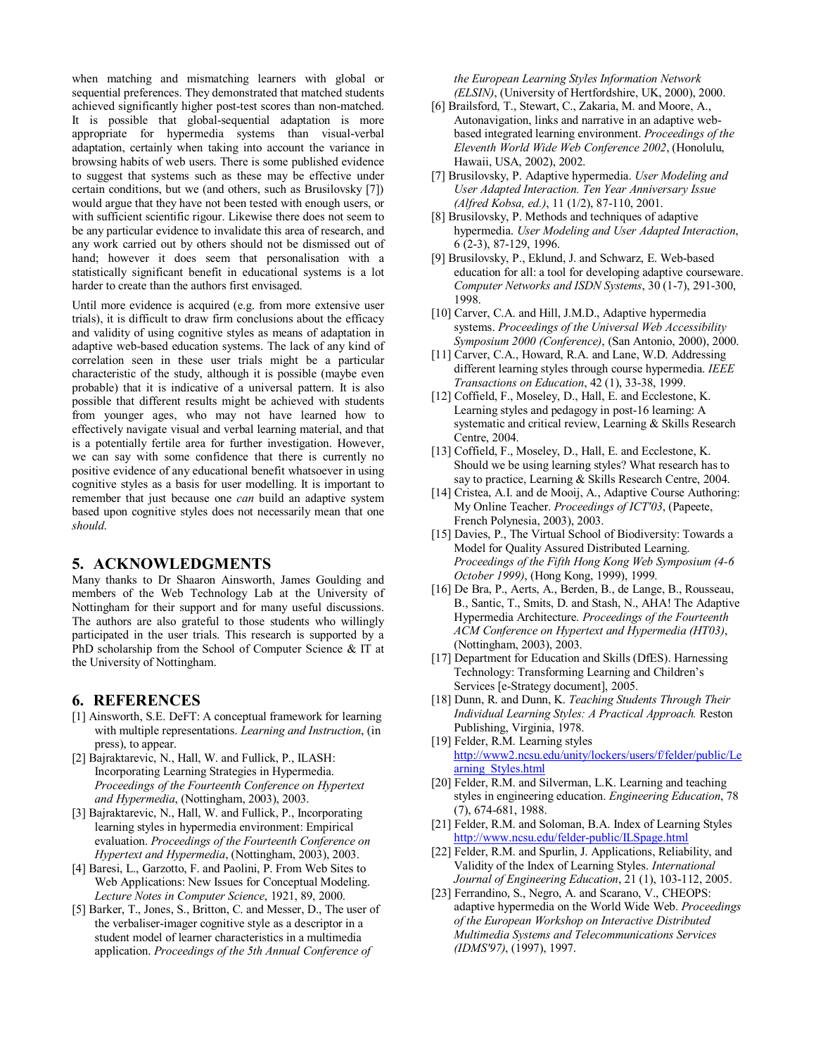when matching and mismatching learners with global or sequential preferences. They demonstrated that matched students achieved significantly higher post-test scores than non-matched. It is possible that global-sequential adaptation is more appropriate for hypermedia systems than visual-verbal adaptation, certainly when taking into account the variance in browsing habits of web users. There is some published evidence to suggest that systems such as these may be effective under certain conditions, but we (and others, such as Brusilovsky [7]) would argue that they have not been tested with enough users, or with sufficient scientific rigour. Likewise there does not seem to be any particular evidence to invalidate this area of research, and any work carried out by others should not be dismissed out of hand; however it does seem that personalisation with a statistically significant benefit in educational systems is a lot harder to create than the authors first envisaged.

Until more evidence is acquired (e.g. from more extensive user trials), it is difficult to draw firm conclusions about the efficacy and validity of using cognitive styles as means of adaptation in adaptive web-based education systems. The lack of any kind of correlation seen in these user trials might be a particular characteristic of the study, although it is possible (maybe even probable) that it is indicative of a universal pattern. It is also possible that different results might be achieved with students from younger ages, who may not have learned how to effectively navigate visual and verbal learning material, and that is a potentially fertile area for further investigation. However, we can say with some confidence that there is currently no positive evidence of any educational benefit whatsoever in using cognitive styles as a basis for user modelling. It is important to remember that just because one *can* build an adaptive system based upon cognitive styles does not necessarily mean that one *should*.

## 5. ACKNOWLEDGMENTS

Many thanks to Dr Shaaron Ainsworth, James Goulding and members of the Web Technology Lab at the University of Nottingham for their support and for many useful discussions. The authors are also grateful to those students who willingly participated in the user trials. This research is supported by a PhD scholarship from the School of Computer Science & IT at the University of Nottingham.

## 6. REFERENCES

[1] Ainsworth, S.E. DeFT: A conceptual framework for learning with multiple representations. *Learning and Instruction*, (in press), to appear.

[2] Bajraktarevic, N., Hall, W. and Fullick, P., ILASH: Incorporating Learning Strategies in Hypermedia. *Proceedings of the Fourteenth Conference on Hypertext and Hypermedia*, (Nottingham, 2003), 2003.

[3] Bajraktarevic, N., Hall, W. and Fullick, P., Incorporating learning styles in hypermedia environment: Empirical evaluation. *Proceedings of the Fourteenth Conference on Hypertext and Hypermedia*, (Nottingham, 2003), 2003.

[4] Baresi, L., Garzotto, F. and Paolini, P. From Web Sites to Web Applications: New Issues for Conceptual Modeling. *Lecture Notes in Computer Science*, 1921, 89, 2000.

[5] Barker, T., Jones, S., Britton, C. and Messer, D., The user of the verbaliser-imager cognitive style as a descriptor in a student model of learner characteristics in a multimedia application. *Proceedings of the 5th Annual Conference of the European Learning Styles Information Network (ELSIN)*, (University of Hertfordshire, UK, 2000), 2000.

[6] Brailsford, T., Stewart, C., Zakaria, M. and Moore, A., Autonavigation, links and narrative in an adaptive web-based integrated learning environment. *Proceedings of the Eleventh World Wide Web Conference 2002*, (Honolulu, Hawaii, USA, 2002), 2002.

[7] Brusilovsky, P. Adaptive hypermedia. *User Modeling and User Adapted Interaction. Ten Year Anniversary Issue (Alfred Kobsa, ed.)*, 11 (1/2), 87-110, 2001.

[8] Brusilovsky, P. Methods and techniques of adaptive hypermedia. *User Modeling and User Adapted Interaction*, 6 (2-3), 87-129, 1996.

[9] Brusilovsky, P., Eklund, J. and Schwarz, E. Web-based education for all: a tool for developing adaptive courseware. *Computer Networks and ISDN Systems*, 30 (1-7), 291-300, 1998.

[10] Carver, C.A. and Hill, J.M.D., Adaptive hypermedia systems. *Proceedings of the Universal Web Accessibility Symposium 2000 (Conference)*, (San Antonio, 2000), 2000.

[11] Carver, C.A., Howard, R.A. and Lane, W.D. Addressing different learning styles through course hypermedia. *IEEE Transactions on Education*, 42 (1), 33-38, 1999.

[12] Coffield, F., Moseley, D., Hall, E. and Ecclestone, K. Learning styles and pedagogy in post-16 learning: A systematic and critical review, Learning & Skills Research Centre, 2004.

[13] Coffield, F., Moseley, D., Hall, E. and Ecclestone, K. Should we be using learning styles? What research has to say to practice, Learning & Skills Research Centre, 2004.

[14] Cristea, A.I. and de Mooij, A., Adaptive Course Authoring: My Online Teacher. *Proceedings of ICT'03*, (Papeete, French Polynesia, 2003), 2003.

[15] Davies, P., The Virtual School of Biodiversity: Towards a Model for Quality Assured Distributed Learning. *Proceedings of the Fifth Hong Kong Web Symposium (4-6 October 1999)*, (Hong Kong, 1999), 1999.

[16] De Bra, P., Aerts, A., Berden, B., de Lange, B., Rousseau, B., Santic, T., Smits, D. and Stash, N., AHA! The Adaptive Hypermedia Architecture. *Proceedings of the Fourteenth ACM Conference on Hypertext and Hypermedia (HT03)*, (Nottingham, 2003), 2003.

[17] Department for Education and Skills (DfES). Harnessing Technology: Transforming Learning and Children's Services [e-Strategy document], 2005.

[18] Dunn, R. and Dunn, K. *Teaching Students Through Their Individual Learning Styles: A Practical Approach.* Reston Publishing, Virginia, 1978.

[19] Felder, R.M. Learning styles http://www2.ncsu.edu/unity/lockers/users/f/felder/public/Learning_Styles.html

[20] Felder, R.M. and Silverman, L.K. Learning and teaching styles in engineering education. *Engineering Education*, 78 (7), 674-681, 1988.

[21] Felder, R.M. and Soloman, B.A. Index of Learning Styles http://www.ncsu.edu/felder-public/ILSpage.html

[22] Felder, R.M. and Spurlin, J. Applications, Reliability, and Validity of the Index of Learning Styles. *International Journal of Engineering Education*, 21 (1), 103-112, 2005.

[23] Ferrandino, S., Negro, A. and Scarano, V., CHEOPS: adaptive hypermedia on the World Wide Web. *Proceedings of the European Workshop on Interactive Distributed Multimedia Systems and Telecommunications Services (IDMS'97)*, (1997), 1997.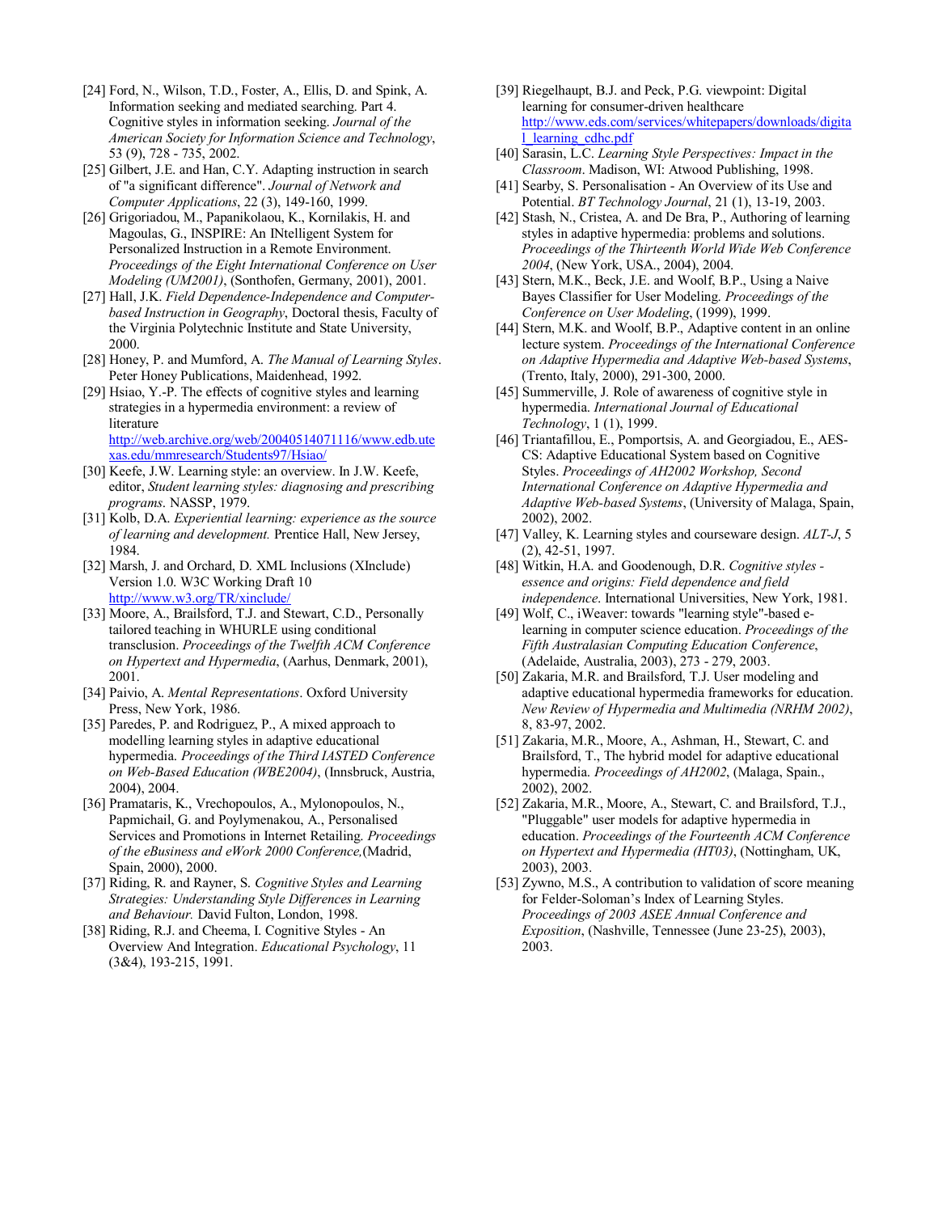[24] Ford, N., Wilson, T.D., Foster, A., Ellis, D. and Spink, A. Information seeking and mediated searching. Part 4. Cognitive styles in information seeking. *Journal of the American Society for Information Science and Technology*, 53 (9), 728 - 735, 2002.

[25] Gilbert, J.E. and Han, C.Y. Adapting instruction in search of "a significant difference". *Journal of Network and Computer Applications*, 22 (3), 149-160, 1999.

[26] Grigoriadou, M., Papanikolaou, K., Kornilakis, H. and Magoulas, G., INSPIRE: An INtelligent System for Personalized Instruction in a Remote Environment. *Proceedings of the Eight International Conference on User Modeling (UM2001)*, (Sonthofen, Germany, 2001), 2001.

[27] Hall, J.K. *Field Dependence-Independence and Computer-based Instruction in Geography*, Doctoral thesis, Faculty of the Virginia Polytechnic Institute and State University, 2000.

[28] Honey, P. and Mumford, A. *The Manual of Learning Styles*. Peter Honey Publications, Maidenhead, 1992.

[29] Hsiao, Y.-P. The effects of cognitive styles and learning strategies in a hypermedia environment: a review of literature http://web.archive.org/web/20040514071116/www.edb.utexas.edu/mmresearch/Students97/Hsiao/

[30] Keefe, J.W. Learning style: an overview. In J.W. Keefe, editor, *Student learning styles: diagnosing and prescribing programs*. NASSP, 1979.

[31] Kolb, D.A. *Experiential learning: experience as the source of learning and development.* Prentice Hall, New Jersey, 1984.

[32] Marsh, J. and Orchard, D. XML Inclusions (XInclude) Version 1.0. W3C Working Draft 10 http://www.w3.org/TR/xinclude/

[33] Moore, A., Brailsford, T.J. and Stewart, C.D., Personally tailored teaching in WHURLE using conditional transclusion. *Proceedings of the Twelfth ACM Conference on Hypertext and Hypermedia*, (Aarhus, Denmark, 2001), 2001.

[34] Paivio, A. *Mental Representations*. Oxford University Press, New York, 1986.

[35] Paredes, P. and Rodriguez, P., A mixed approach to modelling learning styles in adaptive educational hypermedia. *Proceedings of the Third IASTED Conference on Web-Based Education (WBE2004)*, (Innsbruck, Austria, 2004), 2004.

[36] Pramataris, K., Vrechopoulos, A., Mylonopoulos, N., Papmichail, G. and Poylymenakou, A., Personalised Services and Promotions in Internet Retailing. *Proceedings of the eBusiness and eWork 2000 Conference,*(Madrid, Spain, 2000), 2000.

[37] Riding, R. and Rayner, S. *Cognitive Styles and Learning Strategies: Understanding Style Differences in Learning and Behaviour.* David Fulton, London, 1998.

[38] Riding, R.J. and Cheema, I. Cognitive Styles - An Overview And Integration. *Educational Psychology*, 11 (3&4), 193-215, 1991.

[39] Riegelhaupt, B.J. and Peck, P.G. viewpoint: Digital learning for consumer-driven healthcare http://www.eds.com/services/whitepapers/downloads/digital_learning_cdhc.pdf

[40] Sarasin, L.C. *Learning Style Perspectives: Impact in the Classroom*. Madison, WI: Atwood Publishing, 1998.

[41] Searby, S. Personalisation - An Overview of its Use and Potential. *BT Technology Journal*, 21 (1), 13-19, 2003.

[42] Stash, N., Cristea, A. and De Bra, P., Authoring of learning styles in adaptive hypermedia: problems and solutions. *Proceedings of the Thirteenth World Wide Web Conference 2004*, (New York, USA., 2004), 2004.

[43] Stern, M.K., Beck, J.E. and Woolf, B.P., Using a Naive Bayes Classifier for User Modeling. *Proceedings of the Conference on User Modeling*, (1999), 1999.

[44] Stern, M.K. and Woolf, B.P., Adaptive content in an online lecture system. *Proceedings of the International Conference on Adaptive Hypermedia and Adaptive Web-based Systems*, (Trento, Italy, 2000), 291-300, 2000.

[45] Summerville, J. Role of awareness of cognitive style in hypermedia. *International Journal of Educational Technology*, 1 (1), 1999.

[46] Triantafillou, E., Pomportsis, A. and Georgiadou, E., AES-CS: Adaptive Educational System based on Cognitive Styles. *Proceedings of AH2002 Workshop, Second International Conference on Adaptive Hypermedia and Adaptive Web-based Systems*, (University of Malaga, Spain, 2002), 2002.

[47] Valley, K. Learning styles and courseware design. *ALT-J*, 5 (2), 42-51, 1997.

[48] Witkin, H.A. and Goodenough, D.R. *Cognitive styles - essence and origins: Field dependence and field independence*. International Universities, New York, 1981.

[49] Wolf, C., iWeaver: towards "learning style"-based e-learning in computer science education. *Proceedings of the Fifth Australasian Computing Education Conference*, (Adelaide, Australia, 2003), 273 - 279, 2003.

[50] Zakaria, M.R. and Brailsford, T.J. User modeling and adaptive educational hypermedia frameworks for education. *New Review of Hypermedia and Multimedia (NRHM 2002)*, 8, 83-97, 2002.

[51] Zakaria, M.R., Moore, A., Ashman, H., Stewart, C. and Brailsford, T., The hybrid model for adaptive educational hypermedia. *Proceedings of AH2002*, (Malaga, Spain., 2002), 2002.

[52] Zakaria, M.R., Moore, A., Stewart, C. and Brailsford, T.J., "Pluggable" user models for adaptive hypermedia in education. *Proceedings of the Fourteenth ACM Conference on Hypertext and Hypermedia (HT03)*, (Nottingham, UK, 2003), 2003.

[53] Zywno, M.S., A contribution to validation of score meaning for Felder-Soloman's Index of Learning Styles. *Proceedings of 2003 ASEE Annual Conference and Exposition*, (Nashville, Tennessee (June 23-25), 2003), 2003.